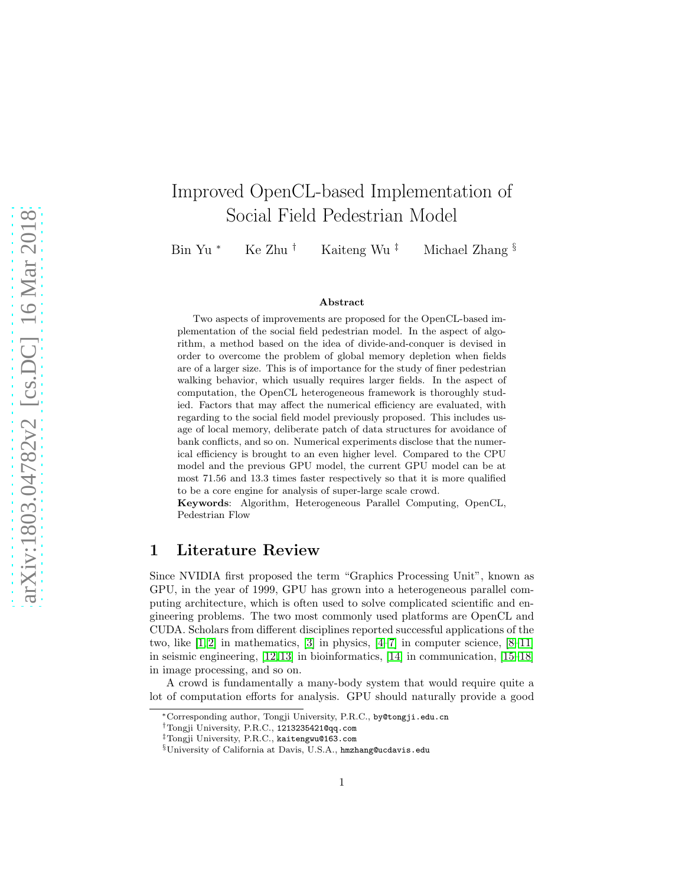# Improved OpenCL-based Implementation of Social Field Pedestrian Model

Bin Yu * Ke Zhu † Kaiteng Wu ‡ Michael Zhang §

### Abstract

Two aspects of improvements are proposed for the OpenCL-based implementation of the social field pedestrian model. In the aspect of algorithm, a method based on the idea of divide-and-conquer is devised in order to overcome the problem of global memory depletion when fields are of a larger size. This is of importance for the study of finer pedestrian walking behavior, which usually requires larger fields. In the aspect of computation, the OpenCL heterogeneous framework is thoroughly studied. Factors that may affect the numerical efficiency are evaluated, with regarding to the social field model previously proposed. This includes usage of local memory, deliberate patch of data structures for avoidance of bank conflicts, and so on. Numerical experiments disclose that the numerical efficiency is brought to an even higher level. Compared to the CPU model and the previous GPU model, the current GPU model can be at most 71.56 and 13.3 times faster respectively so that it is more qualified to be a core engine for analysis of super-large scale crowd.

**Keywords**: Algorithm, Heterogeneous Parallel Computing, OpenCL, Pedestrian Flow

## 1 Literature Review

Since NVIDIA first proposed the term "Graphics Processing Unit", known as GPU, in the year of 1999, GPU has grown into a heterogeneous parallel computing architecture, which is often used to solve complicated scientific and engineering problems. The two most commonly used platforms are OpenCL and CUDA. Scholars from different disciplines reported successful applications of the two, like [1,2] in mathematics, [3] in physics, [4–7] in computer science, [8–11] in seismic engineering, [12,13] in bioinformatics, [14] in communication, [15–18] in image processing, and so on.

A crowd is fundamentally a many-body system that would require quite a lot of computation efforts for analysis. GPU should naturally provide a good

---

*Corresponding author, Tongji University, P.R.C., by@tongji.edu.cn

†Tongji University, P.R.C., 1213235421@qq.com

‡Tongji University, P.R.C., kaitengwu@163.com

§University of California at Davis, U.S.A., hmzhang@ucdavis.edu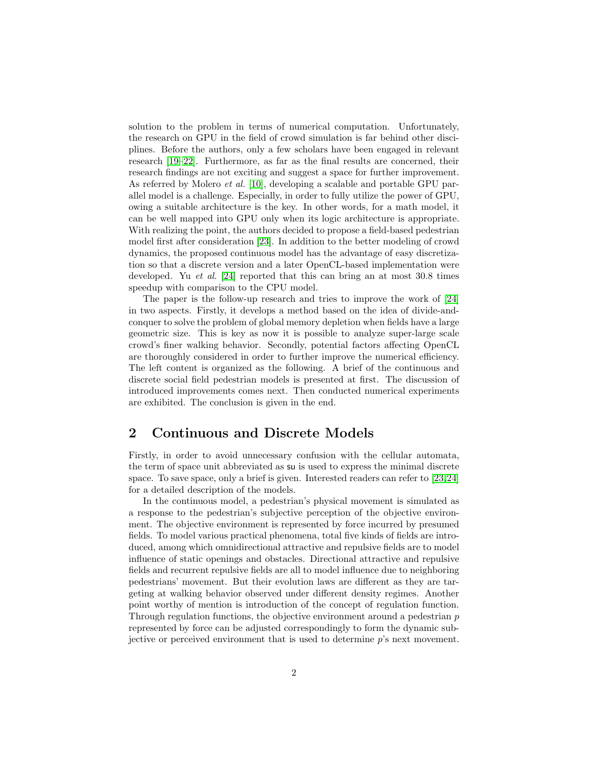solution to the problem in terms of numerical computation. Unfortunately, the research on GPU in the field of crowd simulation is far behind other disciplines. Before the authors, only a few scholars have been engaged in relevant research [19–22]. Furthermore, as far as the final results are concerned, their research findings are not exciting and suggest a space for further improvement. As referred by Molero *et al.* [10], developing a scalable and portable GPU parallel model is a challenge. Especially, in order to fully utilize the power of GPU, owing a suitable architecture is the key. In other words, for a math model, it can be well mapped into GPU only when its logic architecture is appropriate. With realizing the point, the authors decided to propose a field-based pedestrian model first after consideration [23]. In addition to the better modeling of crowd dynamics, the proposed continuous model has the advantage of easy discretization so that a discrete version and a later OpenCL-based implementation were developed. Yu *et al.* [24] reported that this can bring an at most 30.8 times speedup with comparison to the CPU model.

The paper is the follow-up research and tries to improve the work of [24] in two aspects. Firstly, it develops a method based on the idea of divide-and-conquer to solve the problem of global memory depletion when fields have a large geometric size. This is key as now it is possible to analyze super-large scale crowd's finer walking behavior. Secondly, potential factors affecting OpenCL are thoroughly considered in order to further improve the numerical efficiency. The left content is organized as the following. A brief of the continuous and discrete social field pedestrian models is presented at first. The discussion of introduced improvements comes next. Then conducted numerical experiments are exhibited. The conclusion is given in the end.

## 2 Continuous and Discrete Models

Firstly, in order to avoid unnecessary confusion with the cellular automata, the term of space unit abbreviated as su is used to express the minimal discrete space. To save space, only a brief is given. Interested readers can refer to [23,24] for a detailed description of the models.

In the continuous model, a pedestrian's physical movement is simulated as a response to the pedestrian's subjective perception of the objective environment. The objective environment is represented by force incurred by presumed fields. To model various practical phenomena, total five kinds of fields are introduced, among which omnidirectional attractive and repulsive fields are to model influence of static openings and obstacles. Directional attractive and repulsive fields and recurrent repulsive fields are all to model influence due to neighboring pedestrians' movement. But their evolution laws are different as they are targeting at walking behavior observed under different density regimes. Another point worthy of mention is introduction of the concept of regulation function. Through regulation functions, the objective environment around a pedestrian $p$ represented by force can be adjusted correspondingly to form the dynamic subjective or perceived environment that is used to determine $p$'s next movement.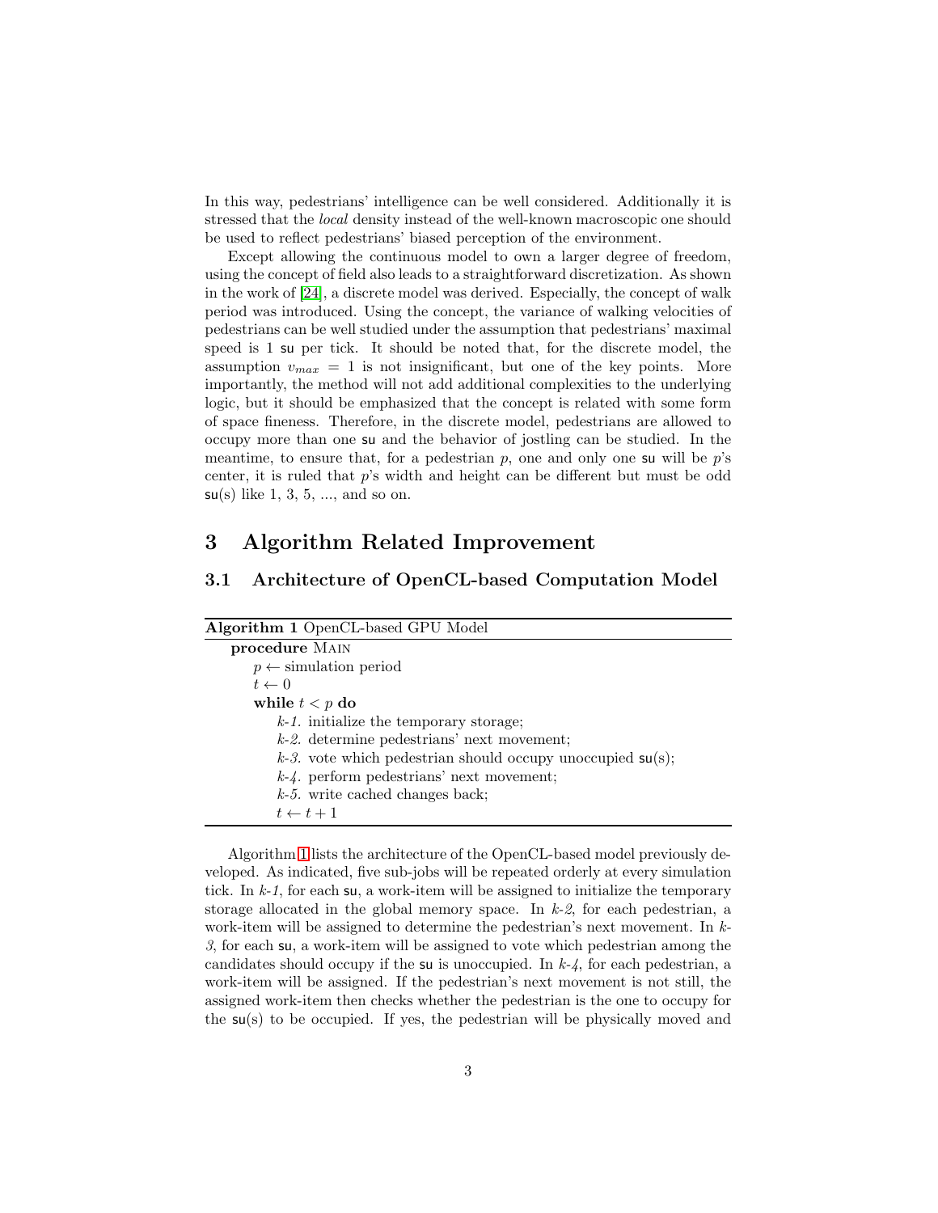In this way, pedestrians' intelligence can be well considered. Additionally it is stressed that the *local* density instead of the well-known macroscopic one should be used to reflect pedestrians' biased perception of the environment.

Except allowing the continuous model to own a larger degree of freedom, using the concept of field also leads to a straightforward discretization. As shown in the work of [24], a discrete model was derived. Especially, the concept of walk period was introduced. Using the concept, the variance of walking velocities of pedestrians can be well studied under the assumption that pedestrians' maximal speed is 1 su per tick. It should be noted that, for the discrete model, the assumption $v_{max} = 1$ is not insignificant, but one of the key points. More importantly, the method will not add additional complexities to the underlying logic, but it should be emphasized that the concept is related with some form of space fineness. Therefore, in the discrete model, pedestrians are allowed to occupy more than one su and the behavior of jostling can be studied. In the meantime, to ensure that, for a pedestrian $p$, one and only one su will be $p$'s center, it is ruled that $p$'s width and height can be different but must be odd su(s) like 1, 3, 5, ..., and so on.

# 3 Algorithm Related Improvement

## 3.1 Architecture of OpenCL-based Computation Model

**Algorithm 1** OpenCL-based GPU Model

```
procedure MAIN
    p ← simulation period
    t ← 0
    while t < p do
        k-1. initialize the temporary storage;
        k-2. determine pedestrians' next movement;
        k-3. vote which pedestrian should occupy unoccupied su(s);
        k-4. perform pedestrians' next movement;
        k-5. write cached changes back;
        t ← t + 1
```

Algorithm 1 lists the architecture of the OpenCL-based model previously developed. As indicated, five sub-jobs will be repeated orderly at every simulation tick. In *k-1*, for each su, a work-item will be assigned to initialize the temporary storage allocated in the global memory space. In *k-2*, for each pedestrian, a work-item will be assigned to determine the pedestrian's next movement. In *k-3*, for each su, a work-item will be assigned to vote which pedestrian among the candidates should occupy if the su is unoccupied. In *k-4*, for each pedestrian, a work-item will be assigned. If the pedestrian's next movement is not still, the assigned work-item then checks whether the pedestrian is the one to occupy for the su(s) to be occupied. If yes, the pedestrian will be physically moved and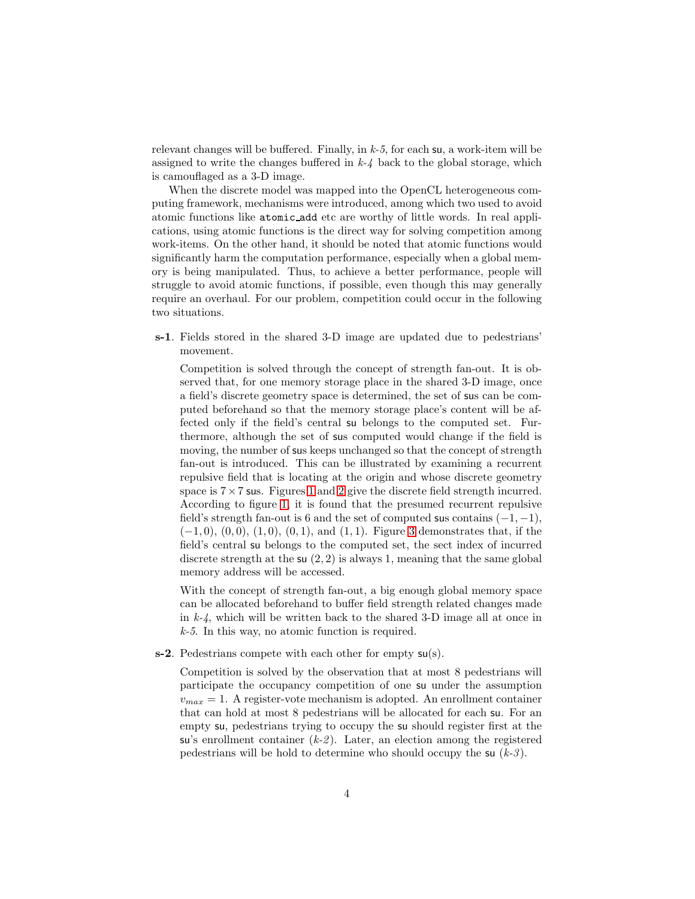relevant changes will be buffered. Finally, in *k-5*, for each su, a work-item will be assigned to write the changes buffered in *k-4* back to the global storage, which is camouflaged as a 3-D image.

When the discrete model was mapped into the OpenCL heterogeneous computing framework, mechanisms were introduced, among which two used to avoid atomic functions like `atomic_add` etc are worthy of little words. In real applications, using atomic functions is the direct way for solving competition among work-items. On the other hand, it should be noted that atomic functions would significantly harm the computation performance, especially when a global memory is being manipulated. Thus, to achieve a better performance, people will struggle to avoid atomic functions, if possible, even though this may generally require an overhaul. For our problem, competition could occur in the following two situations.

**s-1**. Fields stored in the shared 3-D image are updated due to pedestrians' movement.

Competition is solved through the concept of strength fan-out. It is observed that, for one memory storage place in the shared 3-D image, once a field's discrete geometry space is determined, the set of sus can be computed beforehand so that the memory storage place's content will be affected only if the field's central su belongs to the computed set. Furthermore, although the set of sus computed would change if the field is moving, the number of sus keeps unchanged so that the concept of strength fan-out is introduced. This can be illustrated by examining a recurrent repulsive field that is locating at the origin and whose discrete geometry space is $7 \times 7$ sus. Figures 1 and 2 give the discrete field strength incurred. According to figure 1, it is found that the presumed recurrent repulsive field's strength fan-out is 6 and the set of computed sus contains $(-1, -1)$, $(-1, 0)$, $(0, 0)$, $(1, 0)$, $(0, 1)$, and $(1, 1)$. Figure 3 demonstrates that, if the field's central su belongs to the computed set, the sect index of incurred discrete strength at the su $(2, 2)$ is always 1, meaning that the same global memory address will be accessed.

With the concept of strength fan-out, a big enough global memory space can be allocated beforehand to buffer field strength related changes made in *k-4*, which will be written back to the shared 3-D image all at once in *k-5*. In this way, no atomic function is required.

**s-2**. Pedestrians compete with each other for empty su(s).

Competition is solved by the observation that at most 8 pedestrians will participate the occupancy competition of one su under the assumption $v_{max} = 1$. A register-vote mechanism is adopted. An enrollment container that can hold at most 8 pedestrians will be allocated for each su. For an empty su, pedestrians trying to occupy the su should register first at the su's enrollment container (*k-2*). Later, an election among the registered pedestrians will be hold to determine who should occupy the su (*k-3*).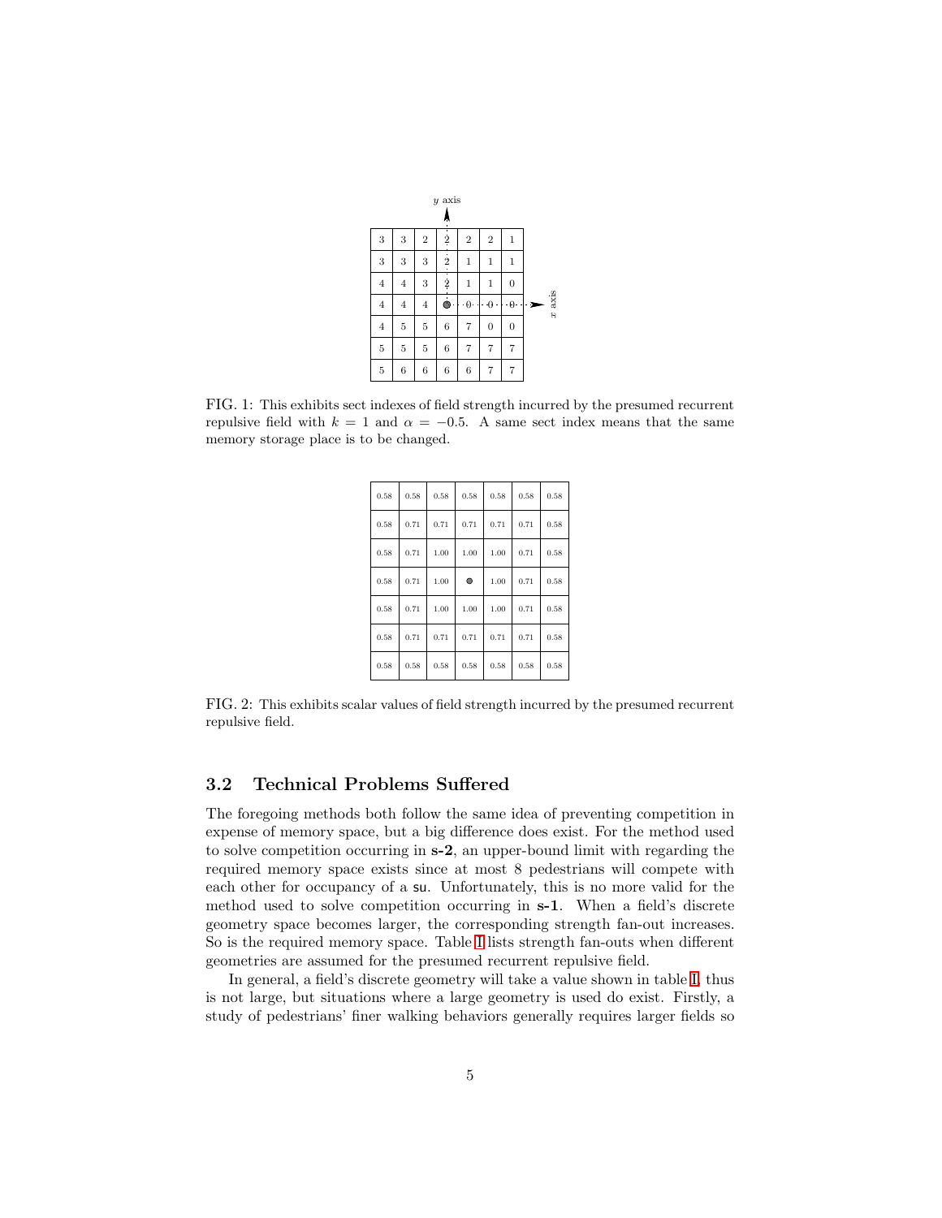|   |   |   |   |   |   |   |
|---|---|---|---|---|---|---|
| 3 | 3 | 2 | 2 | 2 | 2 | 1 |
| 3 | 3 | 3 | 2 | 1 | 1 | 1 |
| 4 | 4 | 3 | 2 | 1 | 1 | 0 |
| 4 | 4 | 4 | ● | 0 | 0 | 0 |
| 4 | 5 | 5 | 6 | 7 | 0 | 0 |
| 5 | 5 | 5 | 6 | 7 | 7 | 7 |
| 5 | 6 | 6 | 6 | 6 | 7 | 7 |

FIG. 1: This exhibits sect indexes of field strength incurred by the presumed recurrent repulsive field with $k = 1$ and $\alpha = -0.5$. A same sect index means that the same memory storage place is to be changed.

|   |   |   |   |   |   |   |
|---|---|---|---|---|---|---|
| 0.58 | 0.58 | 0.58 | 0.58 | 0.58 | 0.58 | 0.58 |
| 0.58 | 0.71 | 0.71 | 0.71 | 0.71 | 0.71 | 0.58 |
| 0.58 | 0.71 | 1.00 | 1.00 | 1.00 | 0.71 | 0.58 |
| 0.58 | 0.71 | 1.00 | ● | 1.00 | 0.71 | 0.58 |
| 0.58 | 0.71 | 1.00 | 1.00 | 1.00 | 0.71 | 0.58 |
| 0.58 | 0.71 | 0.71 | 0.71 | 0.71 | 0.71 | 0.58 |
| 0.58 | 0.58 | 0.58 | 0.58 | 0.58 | 0.58 | 0.58 |

FIG. 2: This exhibits scalar values of field strength incurred by the presumed recurrent repulsive field.

### 3.2 Technical Problems Suffered

The foregoing methods both follow the same idea of preventing competition in expense of memory space, but a big difference does exist. For the method used to solve competition occurring in **s-2**, an upper-bound limit with regarding the required memory space exists since at most 8 pedestrians will compete with each other for occupancy of a su. Unfortunately, this is no more valid for the method used to solve competition occurring in **s-1**. When a field's discrete geometry space becomes larger, the corresponding strength fan-out increases. So is the required memory space. Table I lists strength fan-outs when different geometries are assumed for the presumed recurrent repulsive field.

In general, a field's discrete geometry will take a value shown in table I, thus is not large, but situations where a large geometry is used do exist. Firstly, a study of pedestrians' finer walking behaviors generally requires larger fields so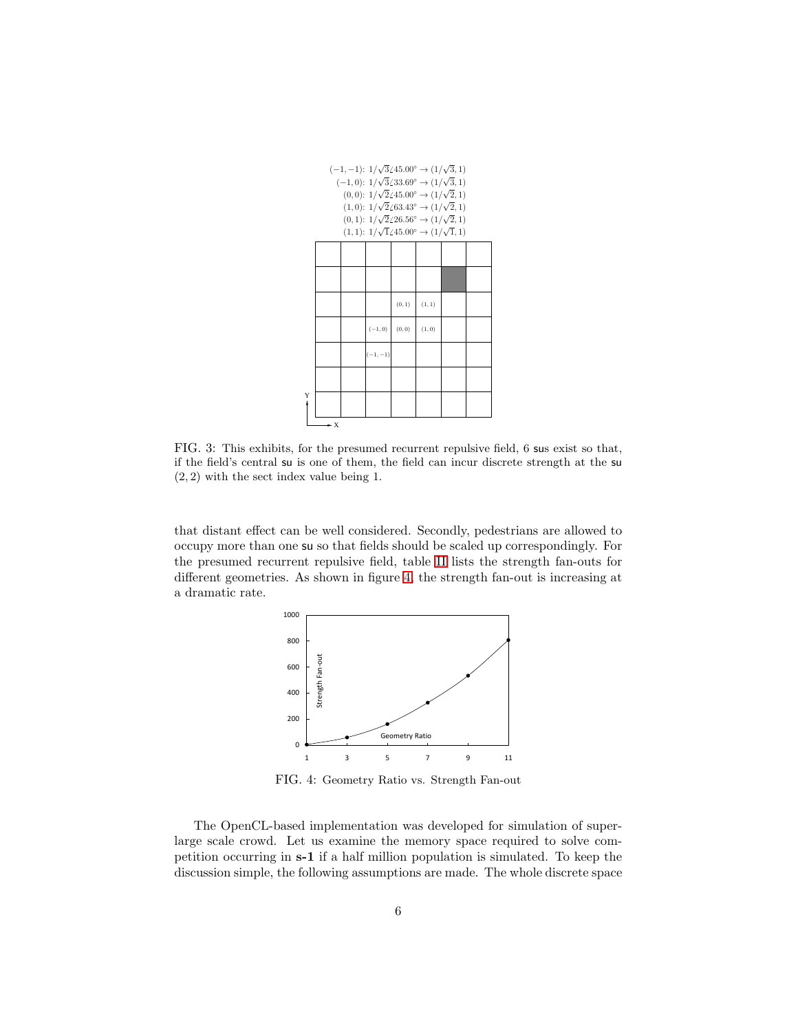$(-1,-1)$: $1/\sqrt{3}\angle 45.00^\circ \to (1/\sqrt{3}, 1)$
$(-1,0)$: $1/\sqrt{3}\angle 33.69^\circ \to (1/\sqrt{3}, 1)$
$(0,0)$: $1/\sqrt{2}\angle 45.00^\circ \to (1/\sqrt{2}, 1)$
$(1,0)$: $1/\sqrt{2}\angle 63.43^\circ \to (1/\sqrt{2}, 1)$
$(0,1)$: $1/\sqrt{2}\angle 26.56^\circ \to (1/\sqrt{2}, 1)$
$(1,1)$: $1/\sqrt{1}\angle 45.00^\circ \to (1/\sqrt{1}, 1)$

FIG. 3: This exhibits, for the presumed recurrent repulsive field, 6 sus exist so that, if the field's central su is one of them, the field can incur discrete strength at the su $(2,2)$ with the sect index value being 1.

that distant effect can be well considered. Secondly, pedestrians are allowed to occupy more than one su so that fields should be scaled up correspondingly. For the presumed recurrent repulsive field, table II lists the strength fan-outs for different geometries. As shown in figure 4, the strength fan-out is increasing at a dramatic rate.

FIG. 4: Geometry Ratio vs. Strength Fan-out

The OpenCL-based implementation was developed for simulation of super-large scale crowd. Let us examine the memory space required to solve competition occurring in **s-1** if a half million population is simulated. To keep the discussion simple, the following assumptions are made. The whole discrete space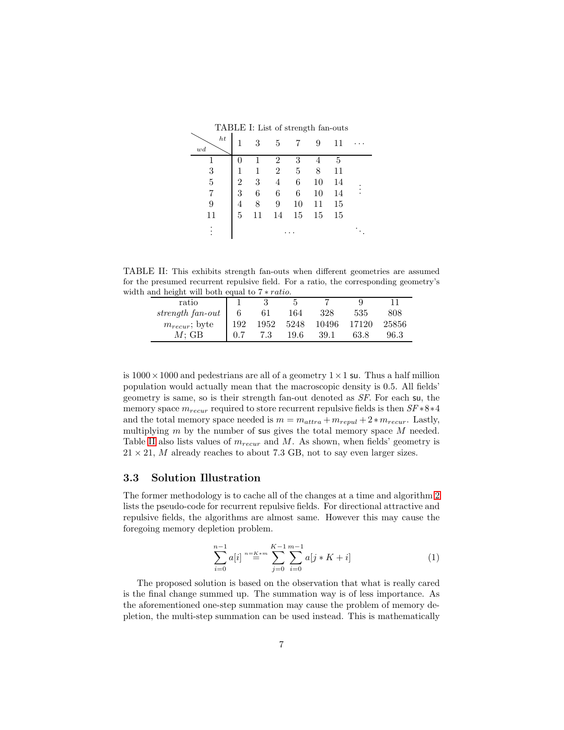TABLE I: List of strength fan-outs

| $wd$ \ $ht$ | 1 | 3 | 5 | 7 | 9 | 11 | $\cdots$ |
|---|---|---|---|---|---|---|---|
| 1 | 0 | 1 | 2 | 3 | 4 | 5 | |
| 3 | 1 | 1 | 2 | 5 | 8 | 11 | |
| 5 | 2 | 3 | 4 | 6 | 10 | 14 | $\vdots$ |
| 7 | 3 | 6 | 6 | 6 | 10 | 14 | |
| 9 | 4 | 8 | 9 | 10 | 11 | 15 | |
| 11 | 5 | 11 | 14 | 15 | 15 | 15 | |
| $\vdots$ | | | | $\cdots$ | | | $\ddots$ |

TABLE II: This exhibits strength fan-outs when different geometries are assumed for the presumed recurrent repulsive field. For a ratio, the corresponding geometry's width and height will both equal to $7 * ratio$.

| ratio | 1 | 3 | 5 | 7 | 9 | 11 |
|---|---|---|---|---|---|---|
| *strength fan-out* | 6 | 61 | 164 | 328 | 535 | 808 |
| $m_{recur}$; byte | 192 | 1952 | 5248 | 10496 | 17120 | 25856 |
| $M$; GB | 0.7 | 7.3 | 19.6 | 39.1 | 63.8 | 96.3 |

is $1000 \times 1000$ and pedestrians are all of a geometry $1 \times 1$ su. Thus a half million population would actually mean that the macroscopic density is 0.5. All fields' geometry is same, so is their strength fan-out denoted as *SF*. For each su, the memory space $m_{recur}$ required to store recurrent repulsive fields is then $SF * 8 * 4$ and the total memory space needed is $m = m_{attra} + m_{repul} + 2 * m_{recur}$. Lastly, multiplying $m$ by the number of sus gives the total memory space $M$ needed. Table II also lists values of $m_{recur}$ and $M$. As shown, when fields' geometry is $21 \times 21$, $M$ already reaches to about 7.3 GB, not to say even larger sizes.

### 3.3 Solution Illustration

The former methodology is to cache all of the changes at a time and algorithm 2 lists the pseudo-code for recurrent repulsive fields. For directional attractive and repulsive fields, the algorithms are almost same. However this may cause the foregoing memory depletion problem.

$$\sum_{i=0}^{n-1} a[i] \overset{n=K*m}{=} \sum_{j=0}^{K-1} \sum_{i=0}^{m-1} a[j * K + i] \tag{1}$$

The proposed solution is based on the observation that what is really cared is the final change summed up. The summation way is of less importance. As the aforementioned one-step summation may cause the problem of memory depletion, the multi-step summation can be used instead. This is mathematically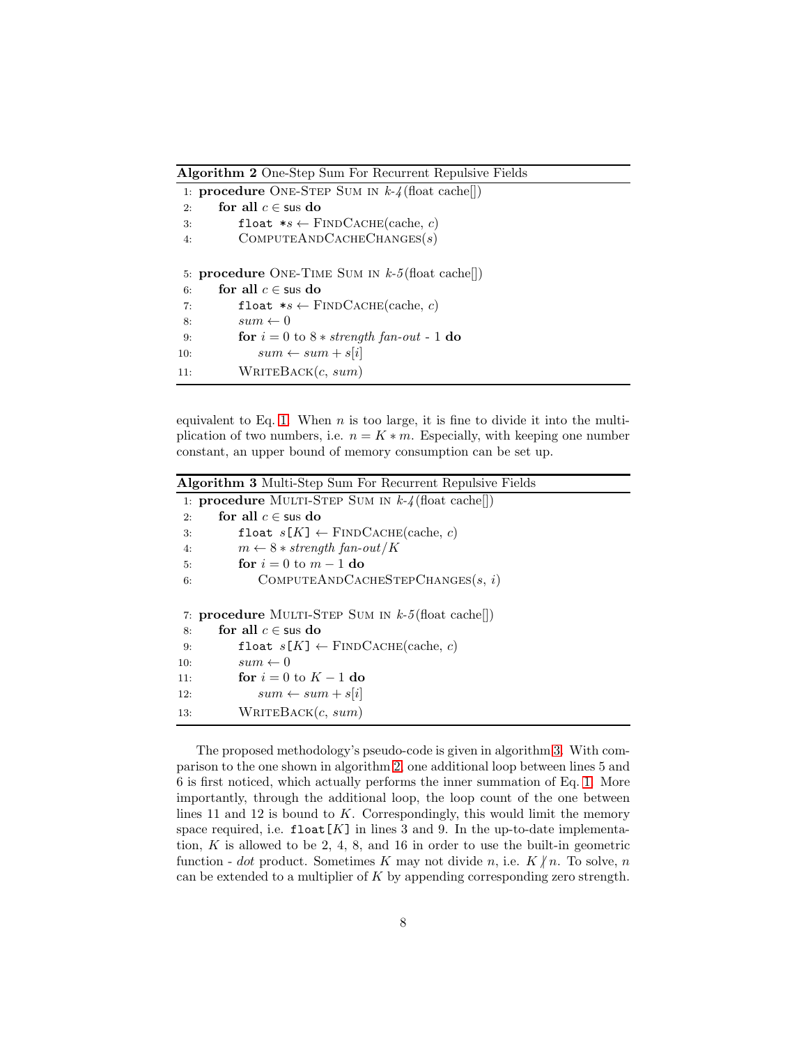**Algorithm 2** One-Step Sum For Recurrent Repulsive Fields

```
1: procedure ONE-STEP SUM IN k-4(float cache[])
2:     for all c ∈ sus do
3:         float *s ← FINDCACHE(cache, c)
4:         COMPUTEANDCACHECHANGES(s)

5: procedure ONE-TIME SUM IN k-5(float cache[])
6:     for all c ∈ sus do
7:         float *s ← FINDCACHE(cache, c)
8:         sum ← 0
9:         for i = 0 to 8 * strength fan-out - 1 do
10:            sum ← sum + s[i]
11:        WRITEBACK(c, sum)
```

equivalent to Eq. 1. When $n$ is too large, it is fine to divide it into the multiplication of two numbers, i.e. $n = K * m$. Especially, with keeping one number constant, an upper bound of memory consumption can be set up.

**Algorithm 3** Multi-Step Sum For Recurrent Repulsive Fields

```
1: procedure MULTI-STEP SUM IN k-4(float cache[])
2:     for all c ∈ sus do
3:         float s[K] ← FINDCACHE(cache, c)
4:         m ← 8 * strength fan-out/K
5:         for i = 0 to m − 1 do
6:             COMPUTEANDCACHESTEPCHANGES(s, i)

7: procedure MULTI-STEP SUM IN k-5(float cache[])
8:     for all c ∈ sus do
9:         float s[K] ← FINDCACHE(cache, c)
10:        sum ← 0
11:        for i = 0 to K − 1 do
12:            sum ← sum + s[i]
13:        WRITEBACK(c, sum)
```

The proposed methodology's pseudo-code is given in algorithm 3. With comparison to the one shown in algorithm 2, one additional loop between lines 5 and 6 is first noticed, which actually performs the inner summation of Eq. 1. More importantly, through the additional loop, the loop count of the one between lines 11 and 12 is bound to $K$. Correspondingly, this would limit the memory space required, i.e. `float[K]` in lines 3 and 9. In the up-to-date implementation, $K$ is allowed to be 2, 4, 8, and 16 in order to use the built-in geometric function - *dot* product. Sometimes $K$ may not divide $n$, i.e. $K \nmid n$. To solve, $n$ can be extended to a multiplier of $K$ by appending corresponding zero strength.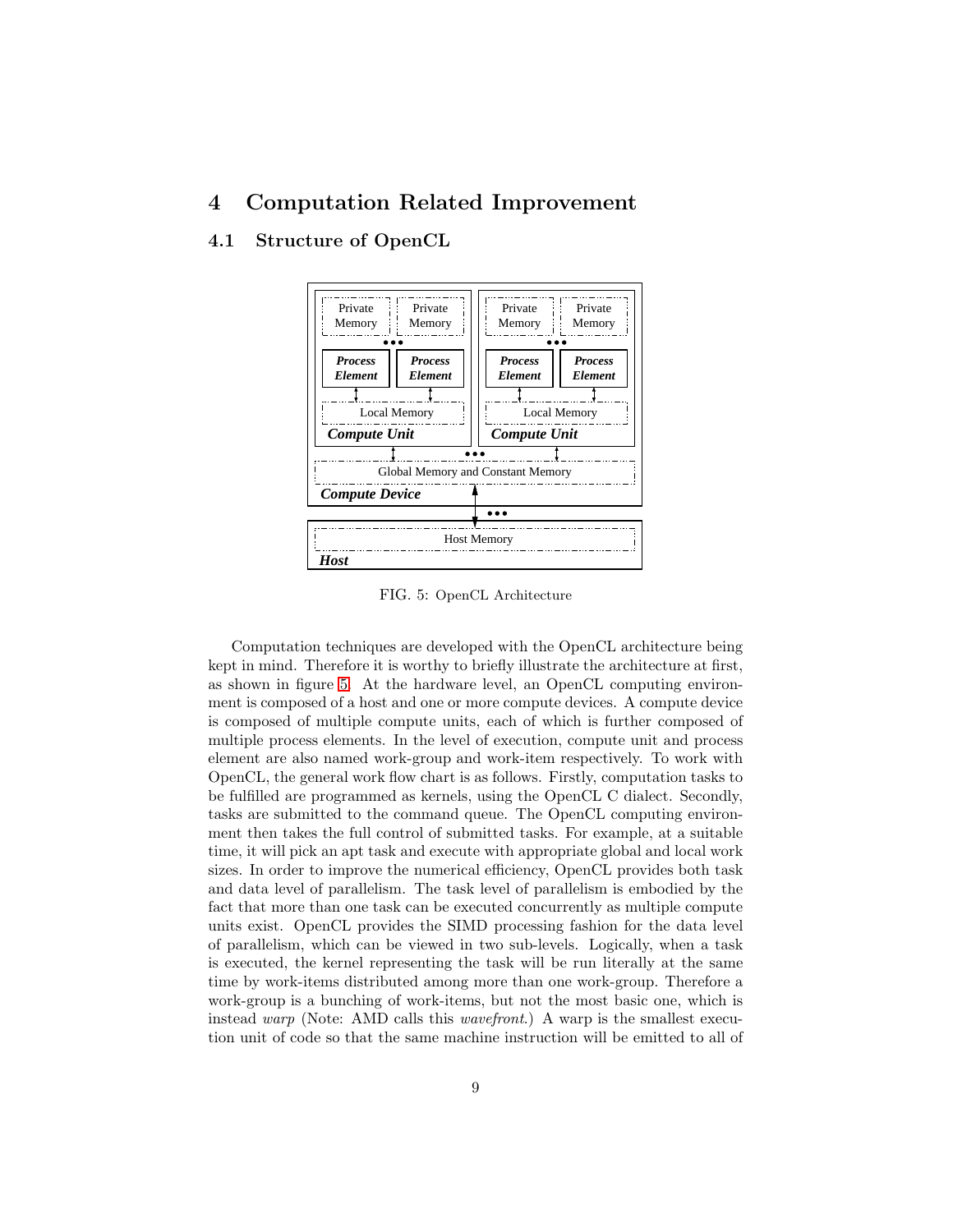# 4 Computation Related Improvement

## 4.1 Structure of OpenCL

FIG. 5: OpenCL Architecture

Computation techniques are developed with the OpenCL architecture being kept in mind. Therefore it is worthy to briefly illustrate the architecture at first, as shown in figure 5. At the hardware level, an OpenCL computing environment is composed of a host and one or more compute devices. A compute device is composed of multiple compute units, each of which is further composed of multiple process elements. In the level of execution, compute unit and process element are also named work-group and work-item respectively. To work with OpenCL, the general work flow chart is as follows. Firstly, computation tasks to be fulfilled are programmed as kernels, using the OpenCL C dialect. Secondly, tasks are submitted to the command queue. The OpenCL computing environment then takes the full control of submitted tasks. For example, at a suitable time, it will pick an apt task and execute with appropriate global and local work sizes. In order to improve the numerical efficiency, OpenCL provides both task and data level of parallelism. The task level of parallelism is embodied by the fact that more than one task can be executed concurrently as multiple compute units exist. OpenCL provides the SIMD processing fashion for the data level of parallelism, which can be viewed in two sub-levels. Logically, when a task is executed, the kernel representing the task will be run literally at the same time by work-items distributed among more than one work-group. Therefore a work-group is a bunching of work-items, but not the most basic one, which is instead *warp* (Note: AMD calls this *wavefront*.) A warp is the smallest execution unit of code so that the same machine instruction will be emitted to all of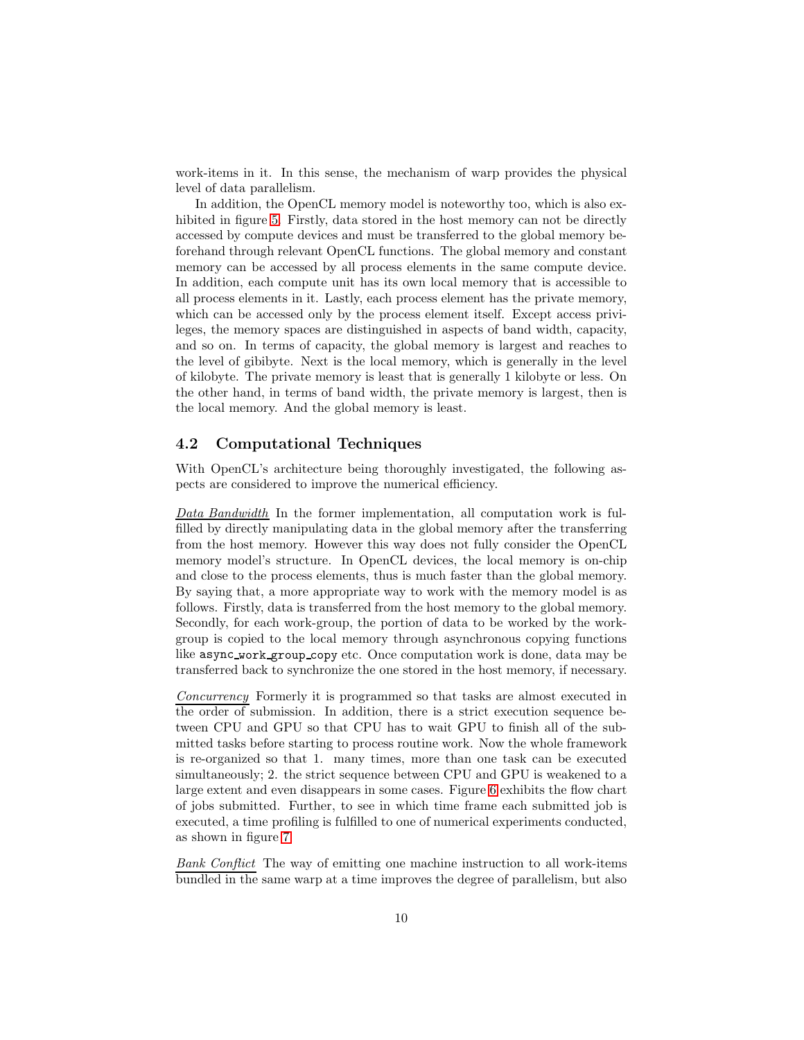work-items in it. In this sense, the mechanism of warp provides the physical level of data parallelism.

In addition, the OpenCL memory model is noteworthy too, which is also exhibited in figure 5. Firstly, data stored in the host memory can not be directly accessed by compute devices and must be transferred to the global memory beforehand through relevant OpenCL functions. The global memory and constant memory can be accessed by all process elements in the same compute device. In addition, each compute unit has its own local memory that is accessible to all process elements in it. Lastly, each process element has the private memory, which can be accessed only by the process element itself. Except access privileges, the memory spaces are distinguished in aspects of band width, capacity, and so on. In terms of capacity, the global memory is largest and reaches to the level of gibibyte. Next is the local memory, which is generally in the level of kilobyte. The private memory is least that is generally 1 kilobyte or less. On the other hand, in terms of band width, the private memory is largest, then is the local memory. And the global memory is least.

## 4.2 Computational Techniques

With OpenCL's architecture being thoroughly investigated, the following aspects are considered to improve the numerical efficiency.

*Data Bandwidth* In the former implementation, all computation work is fulfilled by directly manipulating data in the global memory after the transferring from the host memory. However this way does not fully consider the OpenCL memory model's structure. In OpenCL devices, the local memory is on-chip and close to the process elements, thus is much faster than the global memory. By saying that, a more appropriate way to work with the memory model is as follows. Firstly, data is transferred from the host memory to the global memory. Secondly, for each work-group, the portion of data to be worked by the work-group is copied to the local memory through asynchronous copying functions like `async_work_group_copy` etc. Once computation work is done, data may be transferred back to synchronize the one stored in the host memory, if necessary.

*Concurrency* Formerly it is programmed so that tasks are almost executed in the order of submission. In addition, there is a strict execution sequence between CPU and GPU so that CPU has to wait GPU to finish all of the submitted tasks before starting to process routine work. Now the whole framework is re-organized so that 1. many times, more than one task can be executed simultaneously; 2. the strict sequence between CPU and GPU is weakened to a large extent and even disappears in some cases. Figure 6 exhibits the flow chart of jobs submitted. Further, to see in which time frame each submitted job is executed, a time profiling is fulfilled to one of numerical experiments conducted, as shown in figure 7.

*Bank Conflict* The way of emitting one machine instruction to all work-items bundled in the same warp at a time improves the degree of parallelism, but also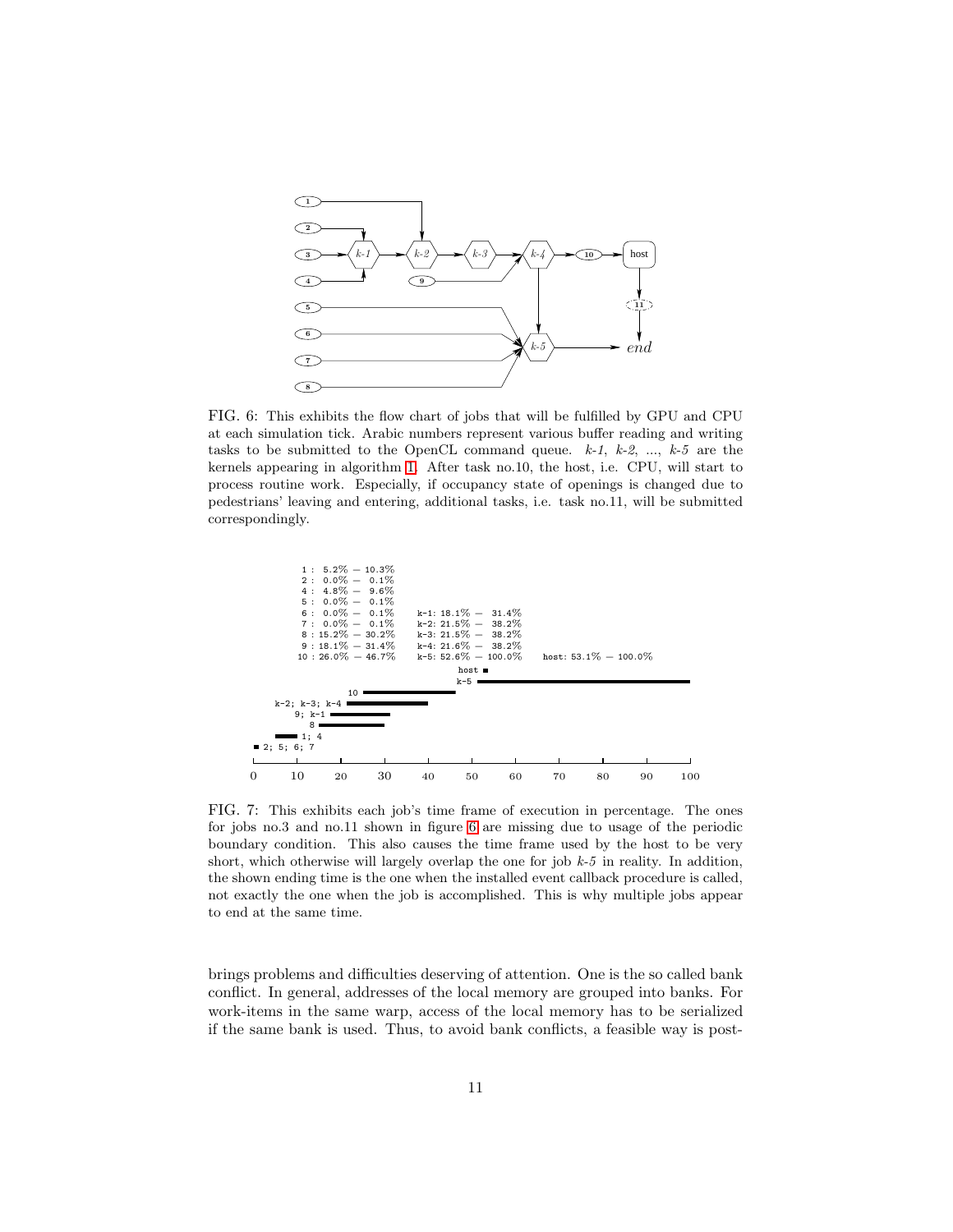FIG. 6: This exhibits the flow chart of jobs that will be fulfilled by GPU and CPU at each simulation tick. Arabic numbers represent various buffer reading and writing tasks to be submitted to the OpenCL command queue. *k-1*, *k-2*, ..., *k-5* are the kernels appearing in algorithm 1. After task no.10, the host, i.e. CPU, will start to process routine work. Especially, if occupancy state of openings is changed due to pedestrians' leaving and entering, additional tasks, i.e. task no.11, will be submitted correspondingly.

FIG. 7: This exhibits each job's time frame of execution in percentage. The ones for jobs no.3 and no.11 shown in figure 6 are missing due to usage of the periodic boundary condition. This also causes the time frame used by the host to be very short, which otherwise will largely overlap the one for job *k-5* in reality. In addition, the shown ending time is the one when the installed event callback procedure is called, not exactly the one when the job is accomplished. This is why multiple jobs appear to end at the same time.

brings problems and difficulties deserving of attention. One is the so called bank conflict. In general, addresses of the local memory are grouped into banks. For work-items in the same warp, access of the local memory has to be serialized if the same bank is used. Thus, to avoid bank conflicts, a feasible way is post-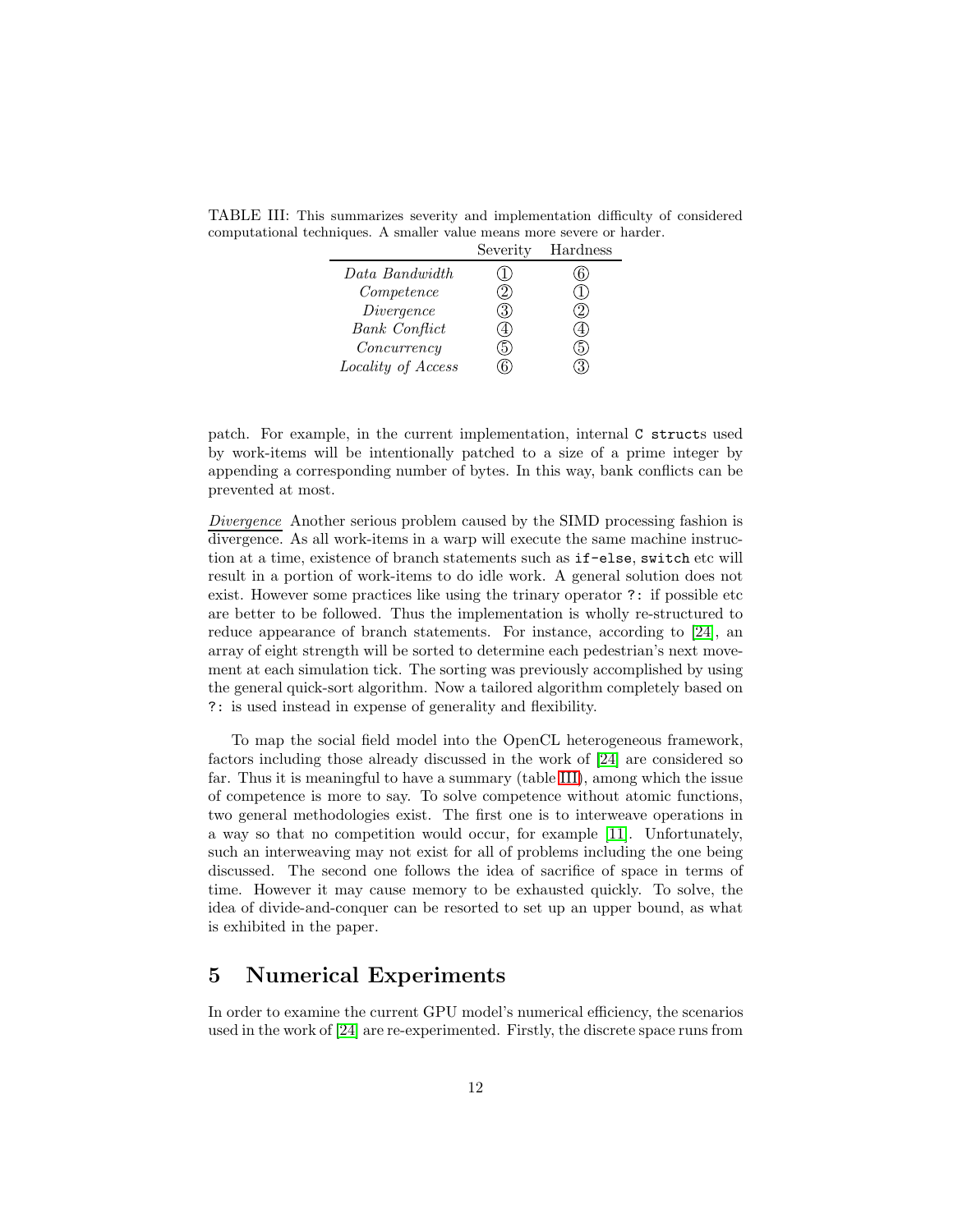TABLE III: This summarizes severity and implementation difficulty of considered computational techniques. A smaller value means more severe or harder.

| | Severity | Hardness |
|---|---|---|
| *Data Bandwidth* | ① | ⑥ |
| *Competence* | ② | ① |
| *Divergence* | ③ | ② |
| *Bank Conflict* | ④ | ④ |
| *Concurrency* | ⑤ | ⑤ |
| *Locality of Access* | ⑥ | ③ |

patch. For example, in the current implementation, internal `C struct`s used by work-items will be intentionally patched to a size of a prime integer by appending a corresponding number of bytes. In this way, bank conflicts can be prevented at most.

*Divergence* Another serious problem caused by the SIMD processing fashion is divergence. As all work-items in a warp will execute the same machine instruction at a time, existence of branch statements such as `if-else`, `switch` etc will result in a portion of work-items to do idle work. A general solution does not exist. However some practices like using the trinary operator `?:` if possible etc are better to be followed. Thus the implementation is wholly re-structured to reduce appearance of branch statements. For instance, according to [24], an array of eight strength will be sorted to determine each pedestrian's next movement at each simulation tick. The sorting was previously accomplished by using the general quick-sort algorithm. Now a tailored algorithm completely based on `?:` is used instead in expense of generality and flexibility.

To map the social field model into the OpenCL heterogeneous framework, factors including those already discussed in the work of [24] are considered so far. Thus it is meaningful to have a summary (table III), among which the issue of competence is more to say. To solve competence without atomic functions, two general methodologies exist. The first one is to interweave operations in a way so that no competition would occur, for example [11]. Unfortunately, such an interweaving may not exist for all of problems including the one being discussed. The second one follows the idea of sacrifice of space in terms of time. However it may cause memory to be exhausted quickly. To solve, the idea of divide-and-conquer can be resorted to set up an upper bound, as what is exhibited in the paper.

## 5 Numerical Experiments

In order to examine the current GPU model's numerical efficiency, the scenarios used in the work of [24] are re-experimented. Firstly, the discrete space runs from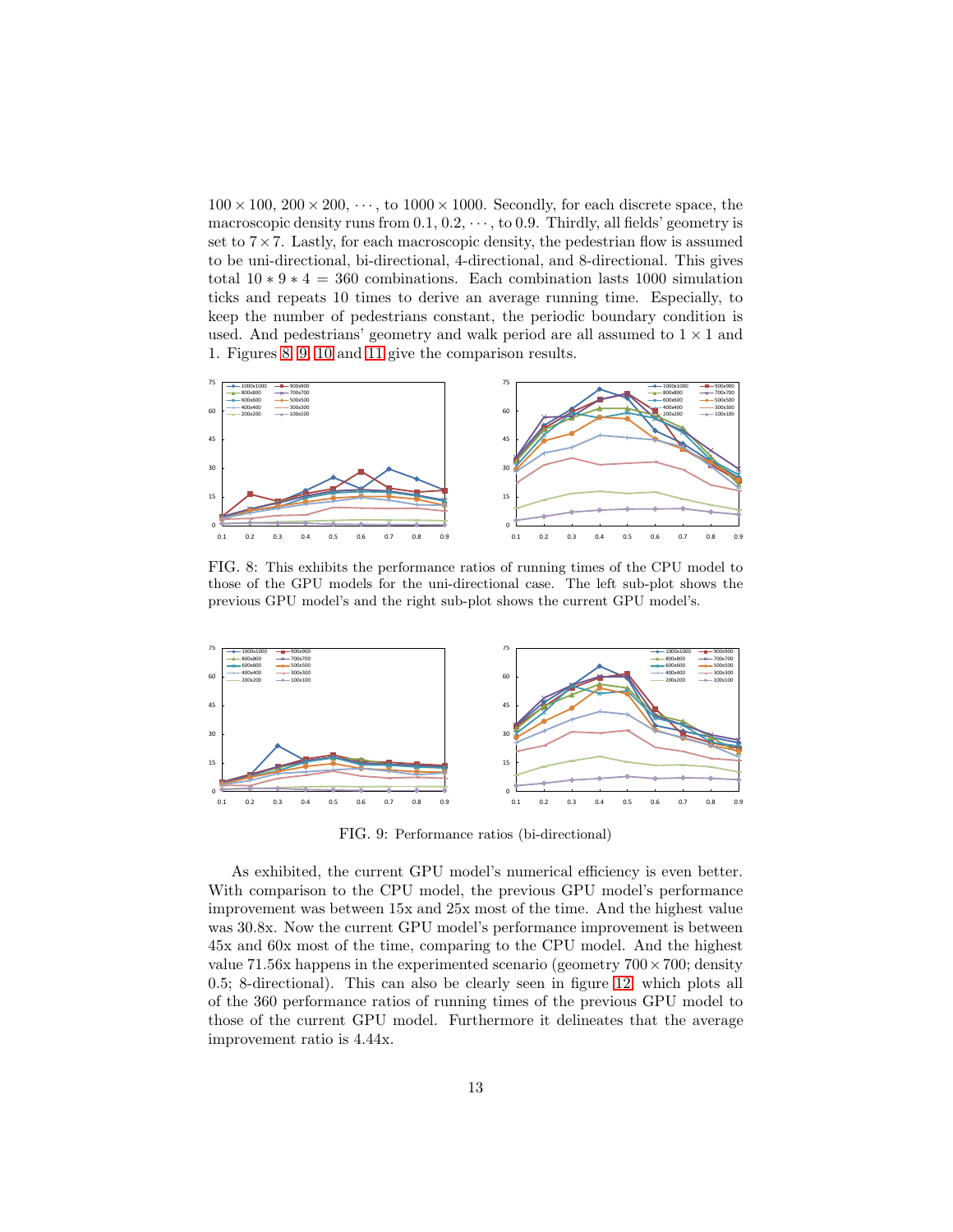$100 \times 100$, $200 \times 200$, $\cdots$, to $1000 \times 1000$. Secondly, for each discrete space, the macroscopic density runs from $0.1, 0.2, \cdots$, to $0.9$. Thirdly, all fields' geometry is set to $7 \times 7$. Lastly, for each macroscopic density, the pedestrian flow is assumed to be uni-directional, bi-directional, 4-directional, and 8-directional. This gives total $10 * 9 * 4 = 360$ combinations. Each combination lasts 1000 simulation ticks and repeats 10 times to derive an average running time. Especially, to keep the number of pedestrians constant, the periodic boundary condition is used. And pedestrians' geometry and walk period are all assumed to $1 \times 1$ and 1. Figures 8, 9, 10 and 11 give the comparison results.

FIG. 8: This exhibits the performance ratios of running times of the CPU model to those of the GPU models for the uni-directional case. The left sub-plot shows the previous GPU model's and the right sub-plot shows the current GPU model's.

FIG. 9: Performance ratios (bi-directional)

As exhibited, the current GPU model's numerical efficiency is even better. With comparison to the CPU model, the previous GPU model's performance improvement was between 15x and 25x most of the time. And the highest value was 30.8x. Now the current GPU model's performance improvement is between 45x and 60x most of the time, comparing to the CPU model. And the highest value 71.56x happens in the experimented scenario (geometry $700 \times 700$; density 0.5; 8-directional). This can also be clearly seen in figure 12, which plots all of the 360 performance ratios of running times of the previous GPU model to those of the current GPU model. Furthermore it delineates that the average improvement ratio is 4.44x.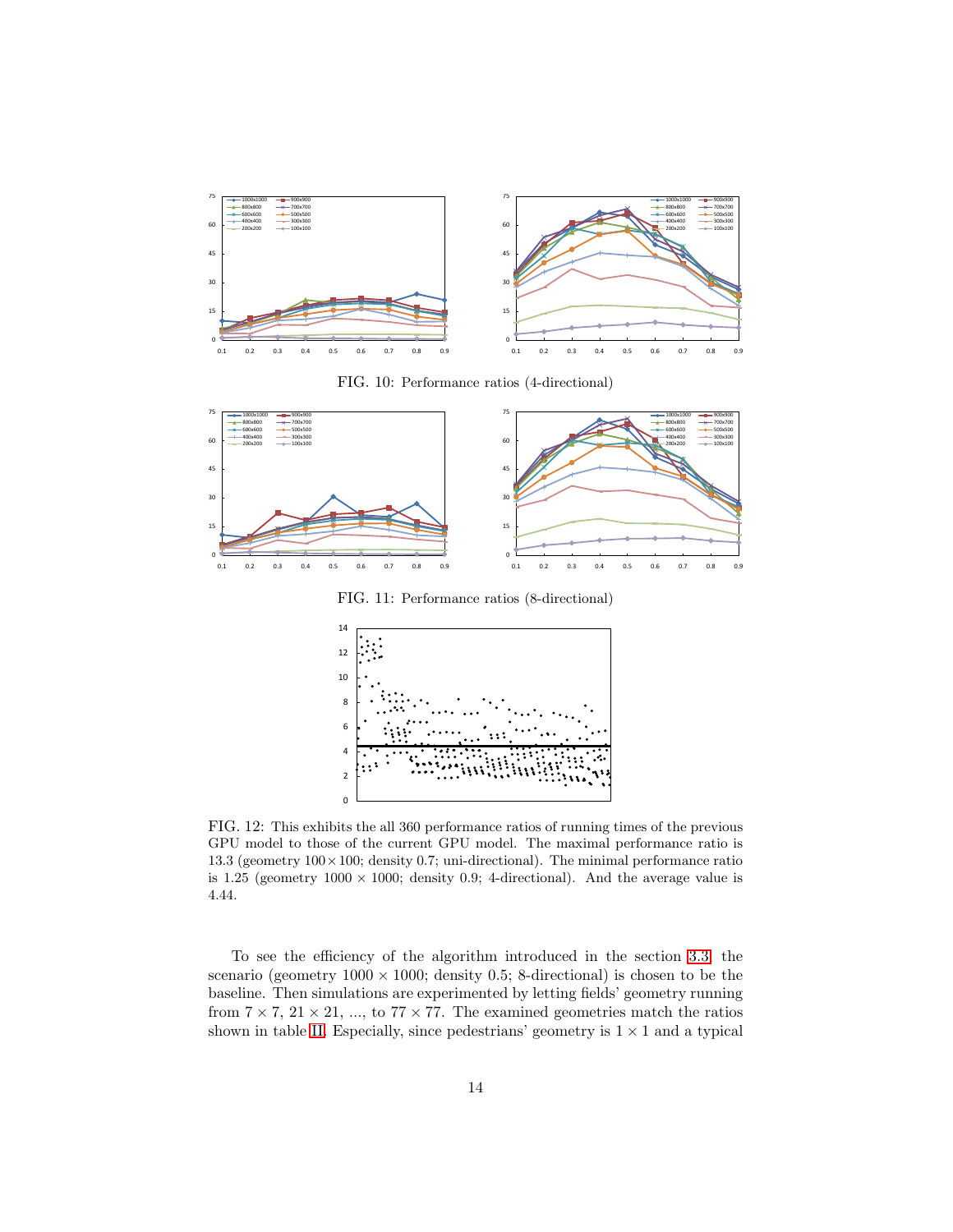FIG. 10: Performance ratios (4-directional)

FIG. 11: Performance ratios (8-directional)

FIG. 12: This exhibits the all 360 performance ratios of running times of the previous GPU model to those of the current GPU model. The maximal performance ratio is 13.3 (geometry $100 \times 100$; density 0.7; uni-directional). The minimal performance ratio is 1.25 (geometry $1000 \times 1000$; density 0.9; 4-directional). And the average value is 4.44.

To see the efficiency of the algorithm introduced in the section 3.3, the scenario (geometry $1000 \times 1000$; density 0.5; 8-directional) is chosen to be the baseline. Then simulations are experimented by letting fields' geometry running from $7 \times 7$, $21 \times 21$, ..., to $77 \times 77$. The examined geometries match the ratios shown in table II. Especially, since pedestrians' geometry is $1 \times 1$ and a typical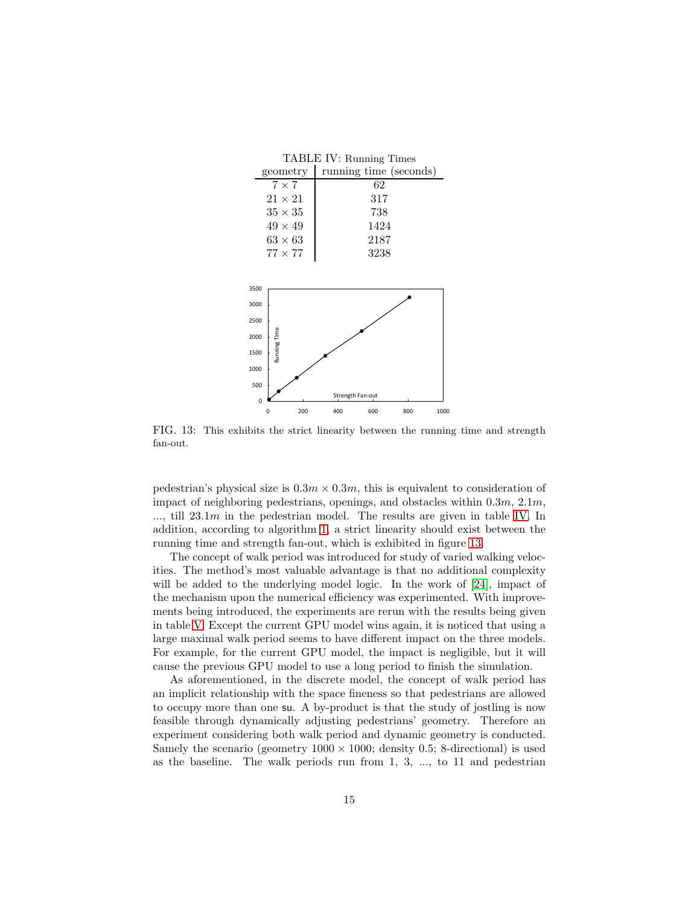TABLE IV: Running Times

| geometry | running time (seconds) |
|---|---|
| $7 \times 7$ | 62 |
| $21 \times 21$ | 317 |
| $35 \times 35$ | 738 |
| $49 \times 49$ | 1424 |
| $63 \times 63$ | 2187 |
| $77 \times 77$ | 3238 |

FIG. 13: This exhibits the strict linearity between the running time and strength fan-out.

pedestrian's physical size is $0.3m \times 0.3m$, this is equivalent to consideration of impact of neighboring pedestrians, openings, and obstacles within $0.3m$, $2.1m$, ..., till $23.1m$ in the pedestrian model. The results are given in table IV. In addition, according to algorithm 1, a strict linearity should exist between the running time and strength fan-out, which is exhibited in figure 13.

The concept of walk period was introduced for study of varied walking velocities. The method's most valuable advantage is that no additional complexity will be added to the underlying model logic. In the work of [24], impact of the mechanism upon the numerical efficiency was experimented. With improvements being introduced, the experiments are rerun with the results being given in table V. Except the current GPU model wins again, it is noticed that using a large maximal walk period seems to have different impact on the three models. For example, for the current GPU model, the impact is negligible, but it will cause the previous GPU model to use a long period to finish the simulation.

As aforementioned, in the discrete model, the concept of walk period has an implicit relationship with the space fineness so that pedestrians are allowed to occupy more than one su. A by-product is that the study of jostling is now feasible through dynamically adjusting pedestrians' geometry. Therefore an experiment considering both walk period and dynamic geometry is conducted. Samely the scenario (geometry $1000 \times 1000$; density 0.5; 8-directional) is used as the baseline. The walk periods run from 1, 3, ..., to 11 and pedestrian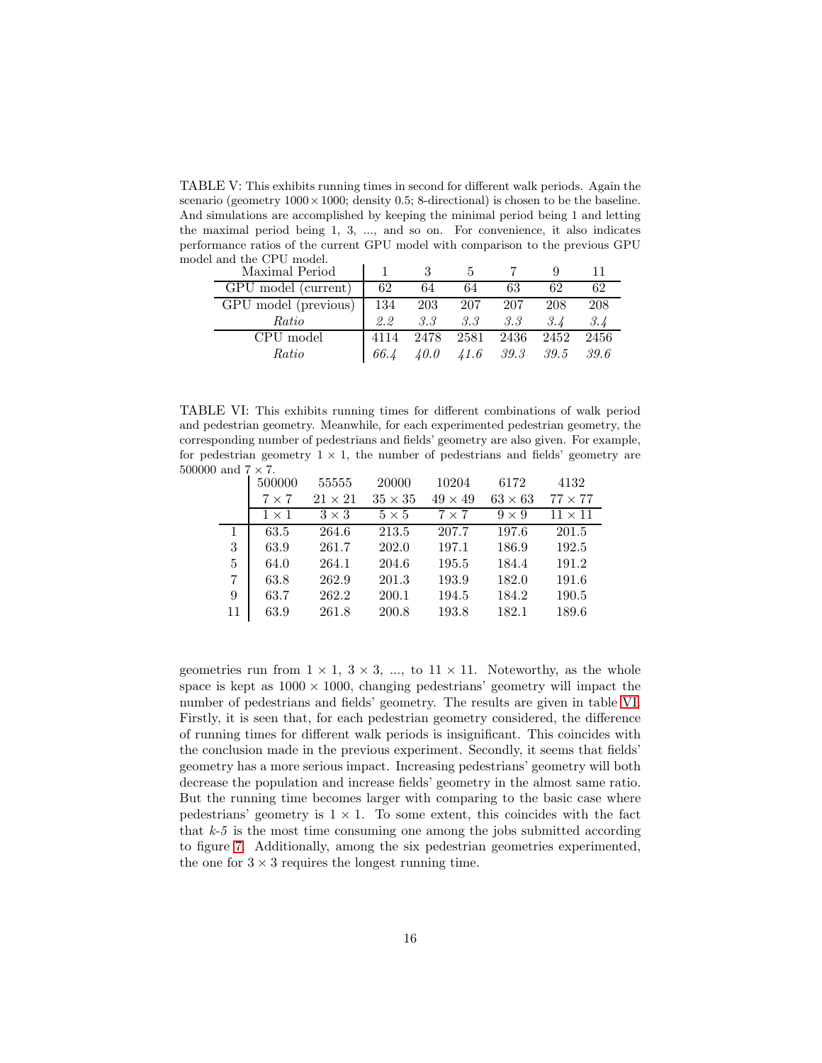TABLE V: This exhibits running times in second for different walk periods. Again the scenario (geometry $1000 \times 1000$; density 0.5; 8-directional) is chosen to be the baseline. And simulations are accomplished by keeping the minimal period being 1 and letting the maximal period being 1, 3, ..., and so on. For convenience, it also indicates performance ratios of the current GPU model with comparison to the previous GPU model and the CPU model.

| Maximal Period | 1 | 3 | 5 | 7 | 9 | 11 |
|---|---|---|---|---|---|---|
| GPU model (current) | 62 | 64 | 64 | 63 | 62 | 62 |
| GPU model (previous) | 134 | 203 | 207 | 207 | 208 | 208 |
| *Ratio* | *2.2* | *3.3* | *3.3* | *3.3* | *3.4* | *3.4* |
| CPU model | 4114 | 2478 | 2581 | 2436 | 2452 | 2456 |
| *Ratio* | *66.4* | *40.0* | *41.6* | *39.3* | *39.5* | *39.6* |

TABLE VI: This exhibits running times for different combinations of walk period and pedestrian geometry. Meanwhile, for each experimented pedestrian geometry, the corresponding number of pedestrians and fields' geometry are also given. For example, for pedestrian geometry $1 \times 1$, the number of pedestrians and fields' geometry are 500000 and $7 \times 7$.

| | 500000 | 55555 | 20000 | 10204 | 6172 | 4132 |
|---|---|---|---|---|---|---|
| | $7 \times 7$ | $21 \times 21$ | $35 \times 35$ | $49 \times 49$ | $63 \times 63$ | $77 \times 77$ |
| | $1 \times 1$ | $3 \times 3$ | $5 \times 5$ | $7 \times 7$ | $9 \times 9$ | $11 \times 11$ |
| 1 | 63.5 | 264.6 | 213.5 | 207.7 | 197.6 | 201.5 |
| 3 | 63.9 | 261.7 | 202.0 | 197.1 | 186.9 | 192.5 |
| 5 | 64.0 | 264.1 | 204.6 | 195.5 | 184.4 | 191.2 |
| 7 | 63.8 | 262.9 | 201.3 | 193.9 | 182.0 | 191.6 |
| 9 | 63.7 | 262.2 | 200.1 | 194.5 | 184.2 | 190.5 |
| 11 | 63.9 | 261.8 | 200.8 | 193.8 | 182.1 | 189.6 |

geometries run from $1 \times 1$, $3 \times 3$, ..., to $11 \times 11$. Noteworthy, as the whole space is kept as $1000 \times 1000$, changing pedestrians' geometry will impact the number of pedestrians and fields' geometry. The results are given in table VI. Firstly, it is seen that, for each pedestrian geometry considered, the difference of running times for different walk periods is insignificant. This coincides with the conclusion made in the previous experiment. Secondly, it seems that fields' geometry has a more serious impact. Increasing pedestrians' geometry will both decrease the population and increase fields' geometry in the almost same ratio. But the running time becomes larger with comparing to the basic case where pedestrians' geometry is $1 \times 1$. To some extent, this coincides with the fact that *k-5* is the most time consuming one among the jobs submitted according to figure 7. Additionally, among the six pedestrian geometries experimented, the one for $3 \times 3$ requires the longest running time.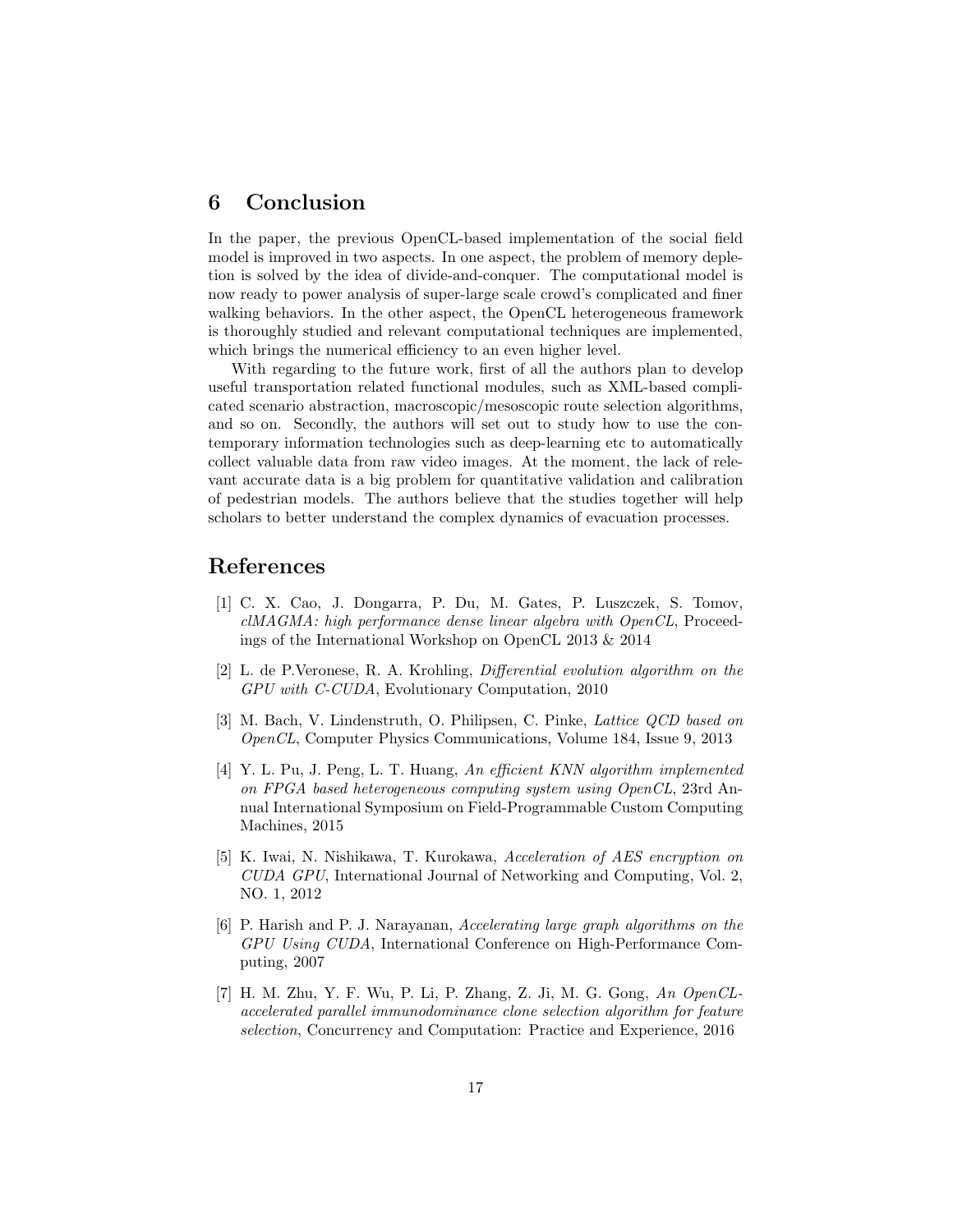## 6 Conclusion

In the paper, the previous OpenCL-based implementation of the social field model is improved in two aspects. In one aspect, the problem of memory depletion is solved by the idea of divide-and-conquer. The computational model is now ready to power analysis of super-large scale crowd's complicated and finer walking behaviors. In the other aspect, the OpenCL heterogeneous framework is thoroughly studied and relevant computational techniques are implemented, which brings the numerical efficiency to an even higher level.

With regarding to the future work, first of all the authors plan to develop useful transportation related functional modules, such as XML-based complicated scenario abstraction, macroscopic/mesoscopic route selection algorithms, and so on. Secondly, the authors will set out to study how to use the contemporary information technologies such as deep-learning etc to automatically collect valuable data from raw video images. At the moment, the lack of relevant accurate data is a big problem for quantitative validation and calibration of pedestrian models. The authors believe that the studies together will help scholars to better understand the complex dynamics of evacuation processes.

## References

[1] C. X. Cao, J. Dongarra, P. Du, M. Gates, P. Luszczek, S. Tomov, *clMAGMA: high performance dense linear algebra with OpenCL*, Proceedings of the International Workshop on OpenCL 2013 & 2014

[2] L. de P.Veronese, R. A. Krohling, *Differential evolution algorithm on the GPU with C-CUDA*, Evolutionary Computation, 2010

[3] M. Bach, V. Lindenstruth, O. Philipsen, C. Pinke, *Lattice QCD based on OpenCL*, Computer Physics Communications, Volume 184, Issue 9, 2013

[4] Y. L. Pu, J. Peng, L. T. Huang, *An efficient KNN algorithm implemented on FPGA based heterogeneous computing system using OpenCL*, 23rd Annual International Symposium on Field-Programmable Custom Computing Machines, 2015

[5] K. Iwai, N. Nishikawa, T. Kurokawa, *Acceleration of AES encryption on CUDA GPU*, International Journal of Networking and Computing, Vol. 2, NO. 1, 2012

[6] P. Harish and P. J. Narayanan, *Accelerating large graph algorithms on the GPU Using CUDA*, International Conference on High-Performance Computing, 2007

[7] H. M. Zhu, Y. F. Wu, P. Li, P. Zhang, Z. Ji, M. G. Gong, *An OpenCL-accelerated parallel immunodominance clone selection algorithm for feature selection*, Concurrency and Computation: Practice and Experience, 2016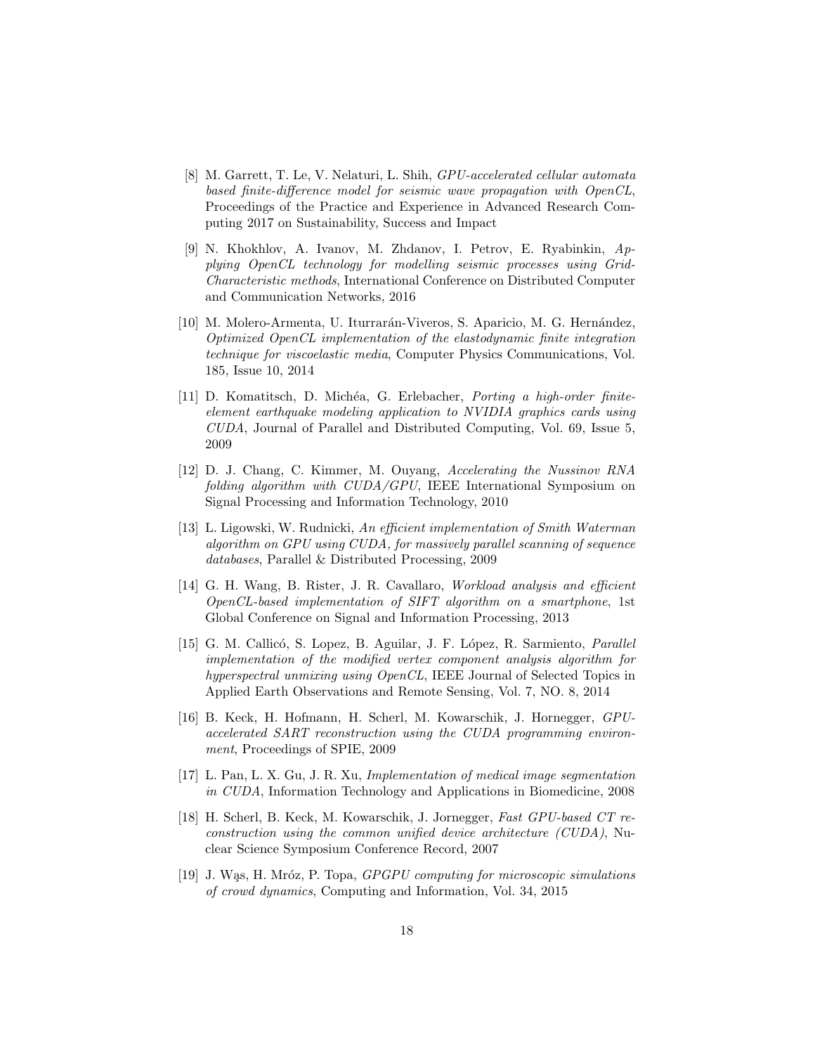[8] M. Garrett, T. Le, V. Nelaturi, L. Shih, *GPU-accelerated cellular automata based finite-difference model for seismic wave propagation with OpenCL*, Proceedings of the Practice and Experience in Advanced Research Computing 2017 on Sustainability, Success and Impact

[9] N. Khokhlov, A. Ivanov, M. Zhdanov, I. Petrov, E. Ryabinkin, *Applying OpenCL technology for modelling seismic processes using Grid-Characteristic methods*, International Conference on Distributed Computer and Communication Networks, 2016

[10] M. Molero-Armenta, U. Iturrarán-Viveros, S. Aparicio, M. G. Hernández, *Optimized OpenCL implementation of the elastodynamic finite integration technique for viscoelastic media*, Computer Physics Communications, Vol. 185, Issue 10, 2014

[11] D. Komatitsch, D. Michéa, G. Erlebacher, *Porting a high-order finite-element earthquake modeling application to NVIDIA graphics cards using CUDA*, Journal of Parallel and Distributed Computing, Vol. 69, Issue 5, 2009

[12] D. J. Chang, C. Kimmer, M. Ouyang, *Accelerating the Nussinov RNA folding algorithm with CUDA/GPU*, IEEE International Symposium on Signal Processing and Information Technology, 2010

[13] L. Ligowski, W. Rudnicki, *An efficient implementation of Smith Waterman algorithm on GPU using CUDA, for massively parallel scanning of sequence databases*, Parallel & Distributed Processing, 2009

[14] G. H. Wang, B. Rister, J. R. Cavallaro, *Workload analysis and efficient OpenCL-based implementation of SIFT algorithm on a smartphone*, 1st Global Conference on Signal and Information Processing, 2013

[15] G. M. Callicó, S. Lopez, B. Aguilar, J. F. López, R. Sarmiento, *Parallel implementation of the modified vertex component analysis algorithm for hyperspectral unmixing using OpenCL*, IEEE Journal of Selected Topics in Applied Earth Observations and Remote Sensing, Vol. 7, NO. 8, 2014

[16] B. Keck, H. Hofmann, H. Scherl, M. Kowarschik, J. Hornegger, *GPU-accelerated SART reconstruction using the CUDA programming environment*, Proceedings of SPIE, 2009

[17] L. Pan, L. X. Gu, J. R. Xu, *Implementation of medical image segmentation in CUDA*, Information Technology and Applications in Biomedicine, 2008

[18] H. Scherl, B. Keck, M. Kowarschik, J. Jornegger, *Fast GPU-based CT reconstruction using the common unified device architecture (CUDA)*, Nuclear Science Symposium Conference Record, 2007

[19] J. Wąs, H. Mróz, P. Topa, *GPGPU computing for microscopic simulations of crowd dynamics*, Computing and Information, Vol. 34, 2015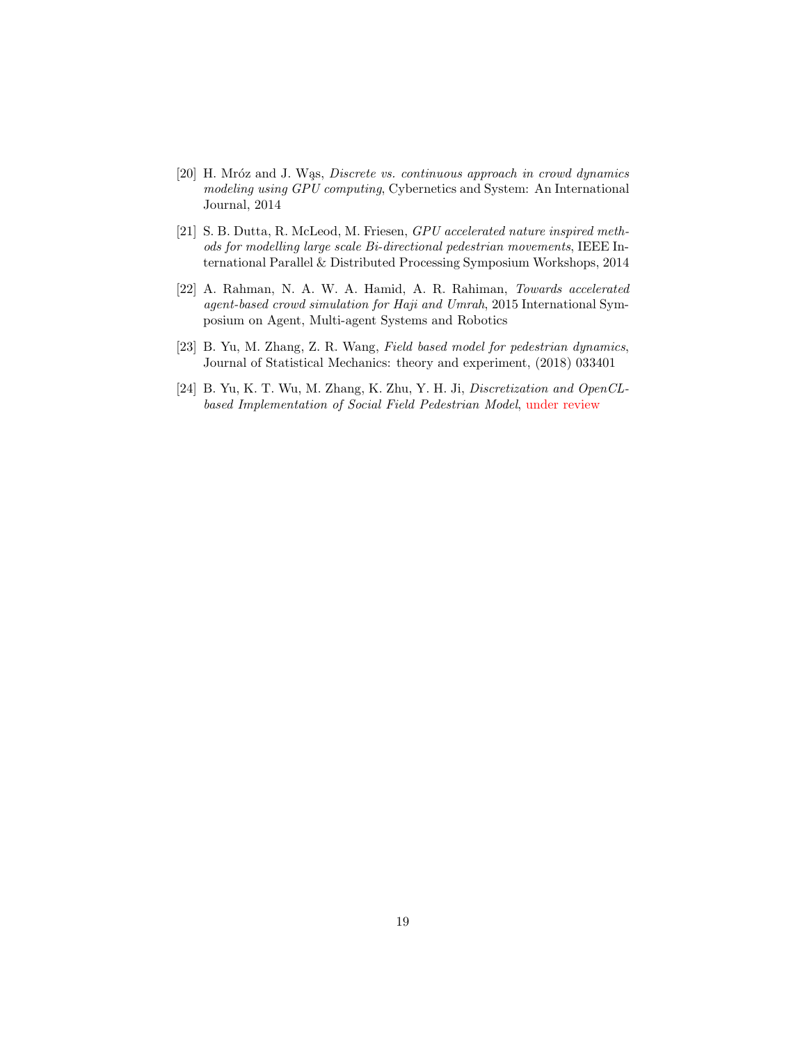[20] H. Mróz and J. Wąs, *Discrete vs. continuous approach in crowd dynamics modeling using GPU computing*, Cybernetics and System: An International Journal, 2014

[21] S. B. Dutta, R. McLeod, M. Friesen, *GPU accelerated nature inspired methods for modelling large scale Bi-directional pedestrian movements*, IEEE International Parallel & Distributed Processing Symposium Workshops, 2014

[22] A. Rahman, N. A. W. A. Hamid, A. R. Rahiman, *Towards accelerated agent-based crowd simulation for Haji and Umrah*, 2015 International Symposium on Agent, Multi-agent Systems and Robotics

[23] B. Yu, M. Zhang, Z. R. Wang, *Field based model for pedestrian dynamics*, Journal of Statistical Mechanics: theory and experiment, (2018) 033401

[24] B. Yu, K. T. Wu, M. Zhang, K. Zhu, Y. H. Ji, *Discretization and OpenCL-based Implementation of Social Field Pedestrian Model*, under review